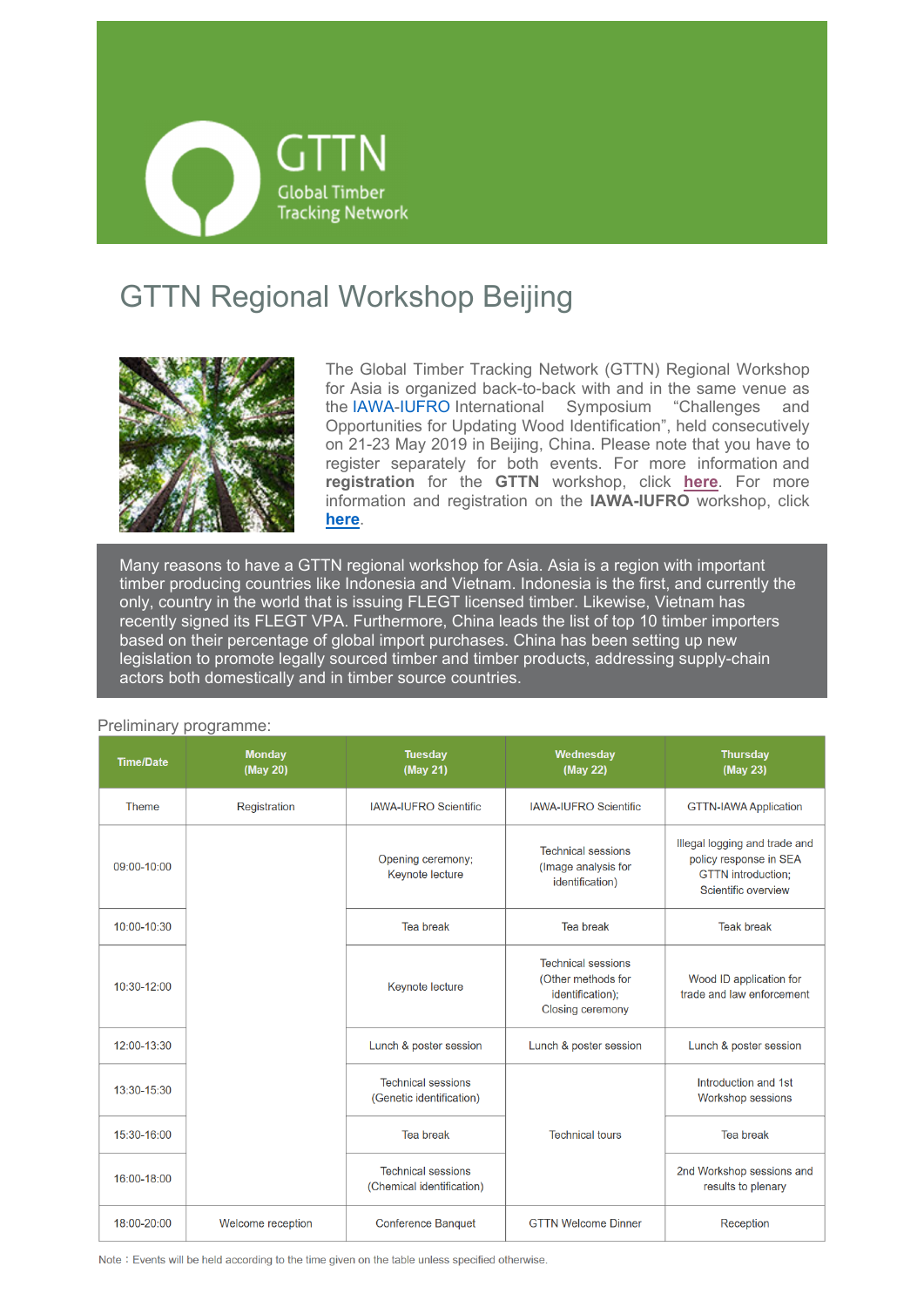GTTN
Global Timber Tracking Network

# GTTN Regional Workshop Beijing

The Global Timber Tracking Network (GTTN) Regional Workshop for Asia is organized back-to-back with and in the same venue as the IAWA-IUFRO International Symposium "Challenges and Opportunities for Updating Wood Identification", held consecutively on 21-23 May 2019 in Beijing, China. Please note that you have to register separately for both events. For more information and **registration** for the **GTTN** workshop, click **here**. For more information and registration on the **IAWA-IUFRO** workshop, click **here**.

Many reasons to have a GTTN regional workshop for Asia. Asia is a region with important timber producing countries like Indonesia and Vietnam. Indonesia is the first, and currently the only, country in the world that is issuing FLEGT licensed timber. Likewise, Vietnam has recently signed its FLEGT VPA. Furthermore, China leads the list of top 10 timber importers based on their percentage of global import purchases. China has been setting up new legislation to promote legally sourced timber and timber products, addressing supply-chain actors both domestically and in timber source countries.

Preliminary programme:

| Time/Date | Monday (May 20) | Tuesday (May 21) | Wednesday (May 22) | Thursday (May 23) |
|---|---|---|---|---|
| Theme | Registration | IAWA-IUFRO Scientific | IAWA-IUFRO Scientific | GTTN-IAWA Application |
| 09:00-10:00 | | Opening ceremony; Keynote lecture | Technical sessions (Image analysis for identification) | Illegal logging and trade and policy response in SEA GTTN introduction; Scientific overview |
| 10:00-10:30 | | Tea break | Tea break | Teak break |
| 10:30-12:00 | | Keynote lecture | Technical sessions (Other methods for identification); Closing ceremony | Wood ID application for trade and law enforcement |
| 12:00-13:30 | | Lunch & poster session | Lunch & poster session | Lunch & poster session |
| 13:30-15:30 | | Technical sessions (Genetic identification) | Technical tours | Introduction and 1st Workshop sessions |
| 15:30-16:00 | | Tea break | | Tea break |
| 16:00-18:00 | | Technical sessions (Chemical identification) | | 2nd Workshop sessions and results to plenary |
| 18:00-20:00 | Welcome reception | Conference Banquet | GTTN Welcome Dinner | Reception |

Note：Events will be held according to the time given on the table unless specified otherwise.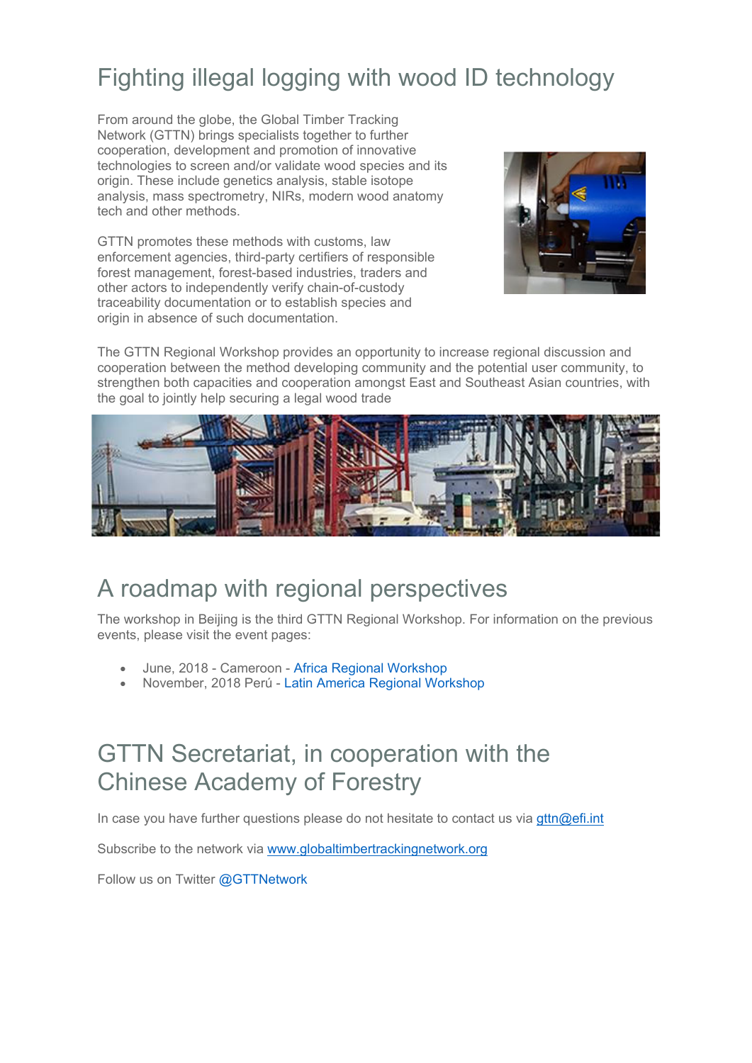# Fighting illegal logging with wood ID technology

From around the globe, the Global Timber Tracking Network (GTTN) brings specialists together to further cooperation, development and promotion of innovative technologies to screen and/or validate wood species and its origin. These include genetics analysis, stable isotope analysis, mass spectrometry, NIRs, modern wood anatomy tech and other methods.

GTTN promotes these methods with customs, law enforcement agencies, third-party certifiers of responsible forest management, forest-based industries, traders and other actors to independently verify chain-of-custody traceability documentation or to establish species and origin in absence of such documentation.

The GTTN Regional Workshop provides an opportunity to increase regional discussion and cooperation between the method developing community and the potential user community, to strengthen both capacities and cooperation amongst East and Southeast Asian countries, with the goal to jointly help securing a legal wood trade

# A roadmap with regional perspectives

The workshop in Beijing is the third GTTN Regional Workshop. For information on the previous events, please visit the event pages:

- June, 2018 - Cameroon - Africa Regional Workshop
- November, 2018 Perú - Latin America Regional Workshop

# GTTN Secretariat, in cooperation with the Chinese Academy of Forestry

In case you have further questions please do not hesitate to contact us via gttn@efi.int

Subscribe to the network via www.globaltimbertrackingnetwork.org

Follow us on Twitter @GTTNetwork